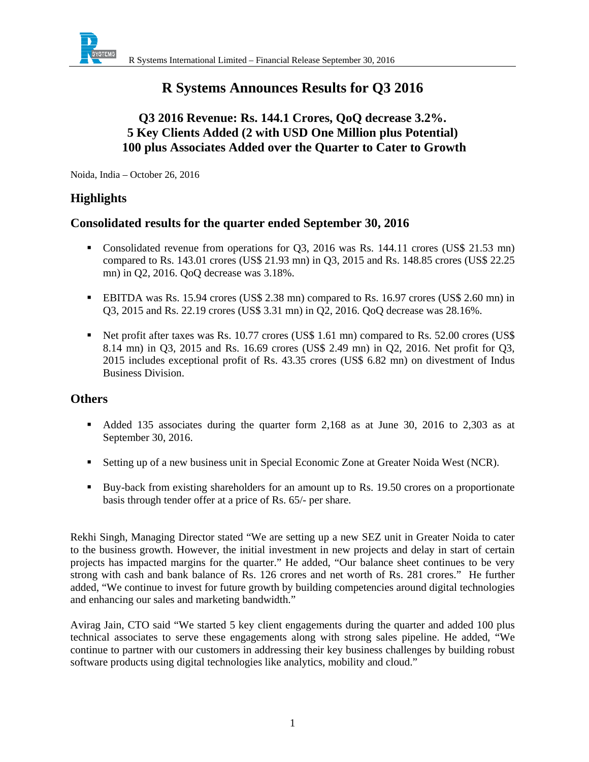# R Systems Announces Results for Q3 2016

## Q3 2016 Revenue: Rs. 144.1 Crores, QoQ decrease 3.2%.
## 5 Key Clients Added (2 with USD One Million plus Potential)
## 100 plus Associates Added over the Quarter to Cater to Growth

Noida, India – October 26, 2016

## Highlights

## Consolidated results for the quarter ended September 30, 2016

- Consolidated revenue from operations for Q3, 2016 was Rs. 144.11 crores (US$ 21.53 mn) compared to Rs. 143.01 crores (US$ 21.93 mn) in Q3, 2015 and Rs. 148.85 crores (US$ 22.25 mn) in Q2, 2016. QoQ decrease was 3.18%.
- EBITDA was Rs. 15.94 crores (US$ 2.38 mn) compared to Rs. 16.97 crores (US$ 2.60 mn) in Q3, 2015 and Rs. 22.19 crores (US$ 3.31 mn) in Q2, 2016. QoQ decrease was 28.16%.
- Net profit after taxes was Rs. 10.77 crores (US$ 1.61 mn) compared to Rs. 52.00 crores (US$ 8.14 mn) in Q3, 2015 and Rs. 16.69 crores (US$ 2.49 mn) in Q2, 2016. Net profit for Q3, 2015 includes exceptional profit of Rs. 43.35 crores (US$ 6.82 mn) on divestment of Indus Business Division.

## Others

- Added 135 associates during the quarter form 2,168 as at June 30, 2016 to 2,303 as at September 30, 2016.
- Setting up of a new business unit in Special Economic Zone at Greater Noida West (NCR).
- Buy-back from existing shareholders for an amount up to Rs. 19.50 crores on a proportionate basis through tender offer at a price of Rs. 65/- per share.

Rekhi Singh, Managing Director stated "We are setting up a new SEZ unit in Greater Noida to cater to the business growth. However, the initial investment in new projects and delay in start of certain projects has impacted margins for the quarter." He added, "Our balance sheet continues to be very strong with cash and bank balance of Rs. 126 crores and net worth of Rs. 281 crores." He further added, "We continue to invest for future growth by building competencies around digital technologies and enhancing our sales and marketing bandwidth."

Avirag Jain, CTO said "We started 5 key client engagements during the quarter and added 100 plus technical associates to serve these engagements along with strong sales pipeline. He added, "We continue to partner with our customers in addressing their key business challenges by building robust software products using digital technologies like analytics, mobility and cloud."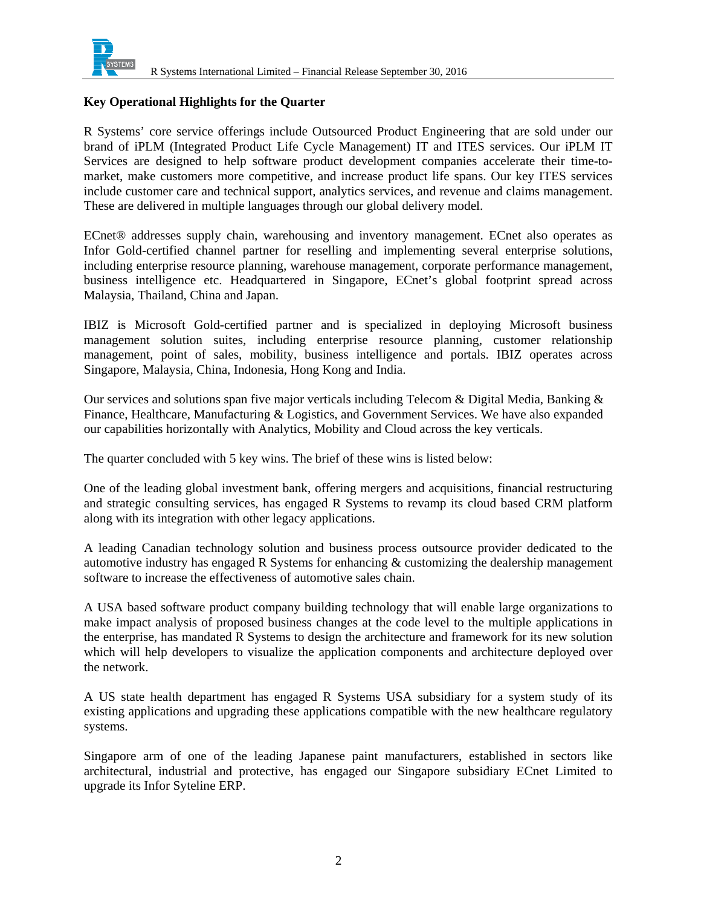**Key Operational Highlights for the Quarter**

R Systems' core service offerings include Outsourced Product Engineering that are sold under our brand of iPLM (Integrated Product Life Cycle Management) IT and ITES services. Our iPLM IT Services are designed to help software product development companies accelerate their time-to-market, make customers more competitive, and increase product life spans. Our key ITES services include customer care and technical support, analytics services, and revenue and claims management. These are delivered in multiple languages through our global delivery model.

ECnet® addresses supply chain, warehousing and inventory management. ECnet also operates as Infor Gold-certified channel partner for reselling and implementing several enterprise solutions, including enterprise resource planning, warehouse management, corporate performance management, business intelligence etc. Headquartered in Singapore, ECnet's global footprint spread across Malaysia, Thailand, China and Japan.

IBIZ is Microsoft Gold-certified partner and is specialized in deploying Microsoft business management solution suites, including enterprise resource planning, customer relationship management, point of sales, mobility, business intelligence and portals. IBIZ operates across Singapore, Malaysia, China, Indonesia, Hong Kong and India.

Our services and solutions span five major verticals including Telecom & Digital Media, Banking & Finance, Healthcare, Manufacturing & Logistics, and Government Services. We have also expanded our capabilities horizontally with Analytics, Mobility and Cloud across the key verticals.

The quarter concluded with 5 key wins. The brief of these wins is listed below:

One of the leading global investment bank, offering mergers and acquisitions, financial restructuring and strategic consulting services, has engaged R Systems to revamp its cloud based CRM platform along with its integration with other legacy applications.

A leading Canadian technology solution and business process outsource provider dedicated to the automotive industry has engaged R Systems for enhancing & customizing the dealership management software to increase the effectiveness of automotive sales chain.

A USA based software product company building technology that will enable large organizations to make impact analysis of proposed business changes at the code level to the multiple applications in the enterprise, has mandated R Systems to design the architecture and framework for its new solution which will help developers to visualize the application components and architecture deployed over the network.

A US state health department has engaged R Systems USA subsidiary for a system study of its existing applications and upgrading these applications compatible with the new healthcare regulatory systems.

Singapore arm of one of the leading Japanese paint manufacturers, established in sectors like architectural, industrial and protective, has engaged our Singapore subsidiary ECnet Limited to upgrade its Infor Syteline ERP.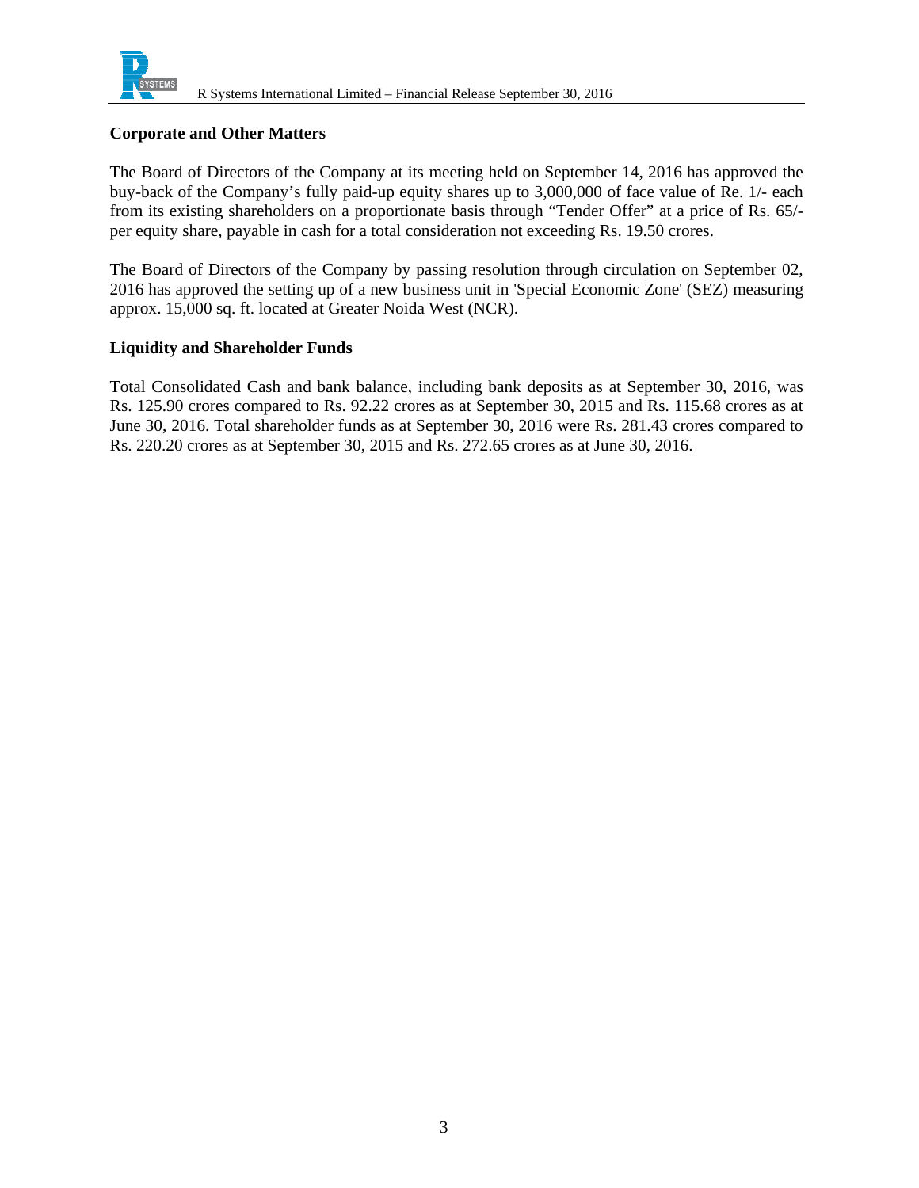## Corporate and Other Matters

The Board of Directors of the Company at its meeting held on September 14, 2016 has approved the buy-back of the Company's fully paid-up equity shares up to 3,000,000 of face value of Re. 1/- each from its existing shareholders on a proportionate basis through "Tender Offer" at a price of Rs. 65/- per equity share, payable in cash for a total consideration not exceeding Rs. 19.50 crores.

The Board of Directors of the Company by passing resolution through circulation on September 02, 2016 has approved the setting up of a new business unit in 'Special Economic Zone' (SEZ) measuring approx. 15,000 sq. ft. located at Greater Noida West (NCR).

## Liquidity and Shareholder Funds

Total Consolidated Cash and bank balance, including bank deposits as at September 30, 2016, was Rs. 125.90 crores compared to Rs. 92.22 crores as at September 30, 2015 and Rs. 115.68 crores as at June 30, 2016. Total shareholder funds as at September 30, 2016 were Rs. 281.43 crores compared to Rs. 220.20 crores as at September 30, 2015 and Rs. 272.65 crores as at June 30, 2016.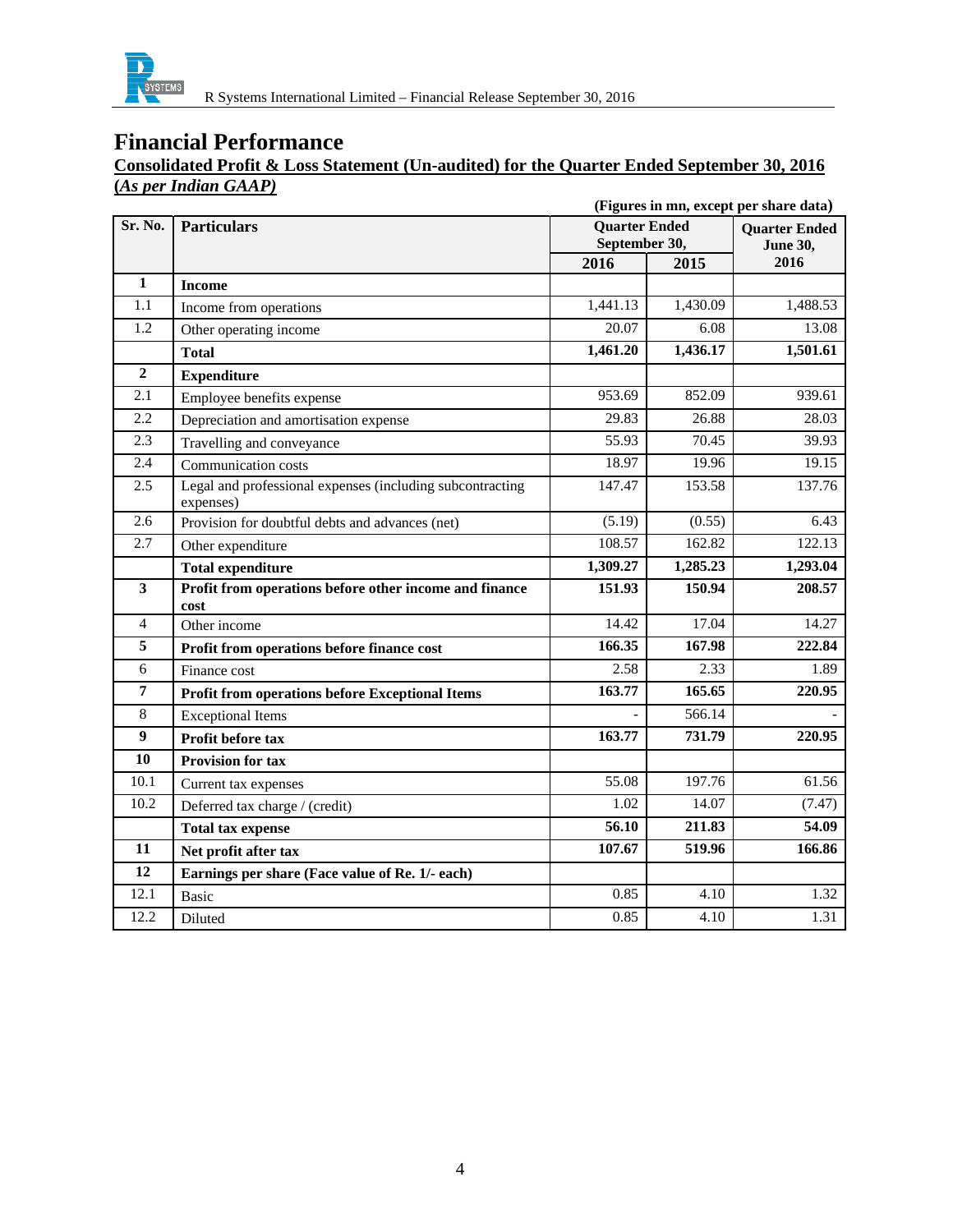# Financial Performance

**Consolidated Profit & Loss Statement (Un-audited) for the Quarter Ended September 30, 2016 (*As per Indian GAAP)***

**(Figures in mn, except per share data)**

| Sr. No. | Particulars | Quarter Ended September 30, | | Quarter Ended June 30, |
|---|---|---|---|---|
| | | 2016 | 2015 | 2016 |
| **1** | **Income** | | | |
| 1.1 | Income from operations | 1,441.13 | 1,430.09 | 1,488.53 |
| 1.2 | Other operating income | 20.07 | 6.08 | 13.08 |
| | **Total** | **1,461.20** | **1,436.17** | **1,501.61** |
| **2** | **Expenditure** | | | |
| 2.1 | Employee benefits expense | 953.69 | 852.09 | 939.61 |
| 2.2 | Depreciation and amortisation expense | 29.83 | 26.88 | 28.03 |
| 2.3 | Travelling and conveyance | 55.93 | 70.45 | 39.93 |
| 2.4 | Communication costs | 18.97 | 19.96 | 19.15 |
| 2.5 | Legal and professional expenses (including subcontracting expenses) | 147.47 | 153.58 | 137.76 |
| 2.6 | Provision for doubtful debts and advances (net) | (5.19) | (0.55) | 6.43 |
| 2.7 | Other expenditure | 108.57 | 162.82 | 122.13 |
| | **Total expenditure** | **1,309.27** | **1,285.23** | **1,293.04** |
| **3** | **Profit from operations before other income and finance cost** | **151.93** | **150.94** | **208.57** |
| 4 | Other income | 14.42 | 17.04 | 14.27 |
| **5** | **Profit from operations before finance cost** | **166.35** | **167.98** | **222.84** |
| 6 | Finance cost | 2.58 | 2.33 | 1.89 |
| **7** | **Profit from operations before Exceptional Items** | **163.77** | **165.65** | **220.95** |
| 8 | Exceptional Items | - | 566.14 | - |
| **9** | **Profit before tax** | **163.77** | **731.79** | **220.95** |
| **10** | **Provision for tax** | | | |
| 10.1 | Current tax expenses | 55.08 | 197.76 | 61.56 |
| 10.2 | Deferred tax charge / (credit) | 1.02 | 14.07 | (7.47) |
| | **Total tax expense** | **56.10** | **211.83** | **54.09** |
| **11** | **Net profit after tax** | **107.67** | **519.96** | **166.86** |
| **12** | **Earnings per share (Face value of Re. 1/- each)** | | | |
| 12.1 | Basic | 0.85 | 4.10 | 1.32 |
| 12.2 | Diluted | 0.85 | 4.10 | 1.31 |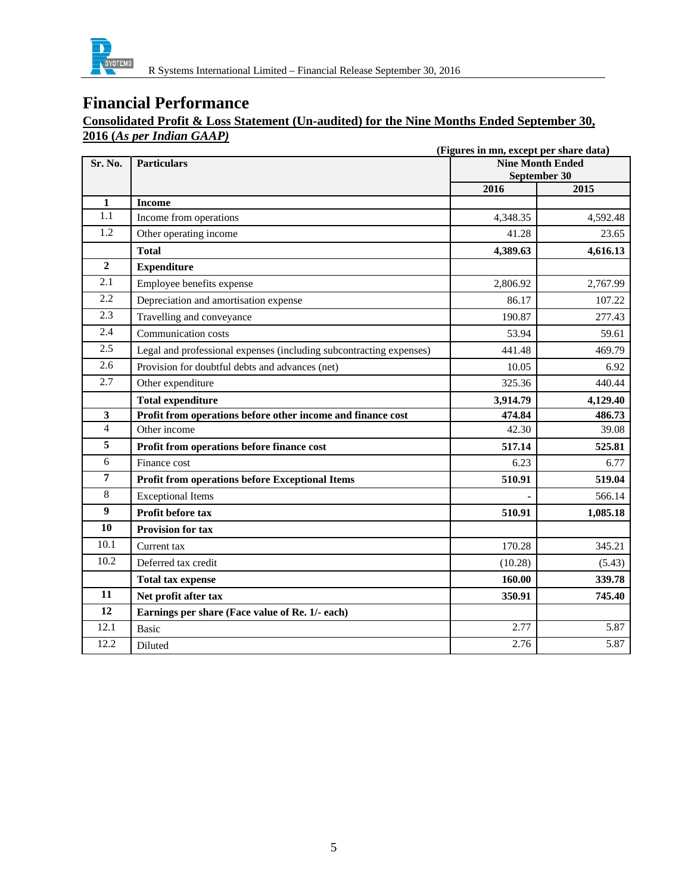# Financial Performance

**Consolidated Profit & Loss Statement (Un-audited) for the Nine Months Ended September 30, 2016 (*As per Indian GAAP)***

**(Figures in mn, except per share data)**

| Sr. No. | Particulars | Nine Month Ended September 30 | |
|---|---|---|---|
| | | **2016** | **2015** |
| **1** | **Income** | | |
| 1.1 | Income from operations | 4,348.35 | 4,592.48 |
| 1.2 | Other operating income | 41.28 | 23.65 |
| | **Total** | **4,389.63** | **4,616.13** |
| **2** | **Expenditure** | | |
| 2.1 | Employee benefits expense | 2,806.92 | 2,767.99 |
| 2.2 | Depreciation and amortisation expense | 86.17 | 107.22 |
| 2.3 | Travelling and conveyance | 190.87 | 277.43 |
| 2.4 | Communication costs | 53.94 | 59.61 |
| 2.5 | Legal and professional expenses (including subcontracting expenses) | 441.48 | 469.79 |
| 2.6 | Provision for doubtful debts and advances (net) | 10.05 | 6.92 |
| 2.7 | Other expenditure | 325.36 | 440.44 |
| | **Total expenditure** | **3,914.79** | **4,129.40** |
| **3** | **Profit from operations before other income and finance cost** | **474.84** | **486.73** |
| 4 | Other income | 42.30 | 39.08 |
| **5** | **Profit from operations before finance cost** | **517.14** | **525.81** |
| 6 | Finance cost | 6.23 | 6.77 |
| **7** | **Profit from operations before Exceptional Items** | **510.91** | **519.04** |
| 8 | Exceptional Items | - | 566.14 |
| **9** | **Profit before tax** | **510.91** | **1,085.18** |
| **10** | **Provision for tax** | | |
| 10.1 | Current tax | 170.28 | 345.21 |
| 10.2 | Deferred tax credit | (10.28) | (5.43) |
| | **Total tax expense** | **160.00** | **339.78** |
| **11** | **Net profit after tax** | **350.91** | **745.40** |
| **12** | **Earnings per share (Face value of Re. 1/- each)** | | |
| 12.1 | Basic | 2.77 | 5.87 |
| 12.2 | Diluted | 2.76 | 5.87 |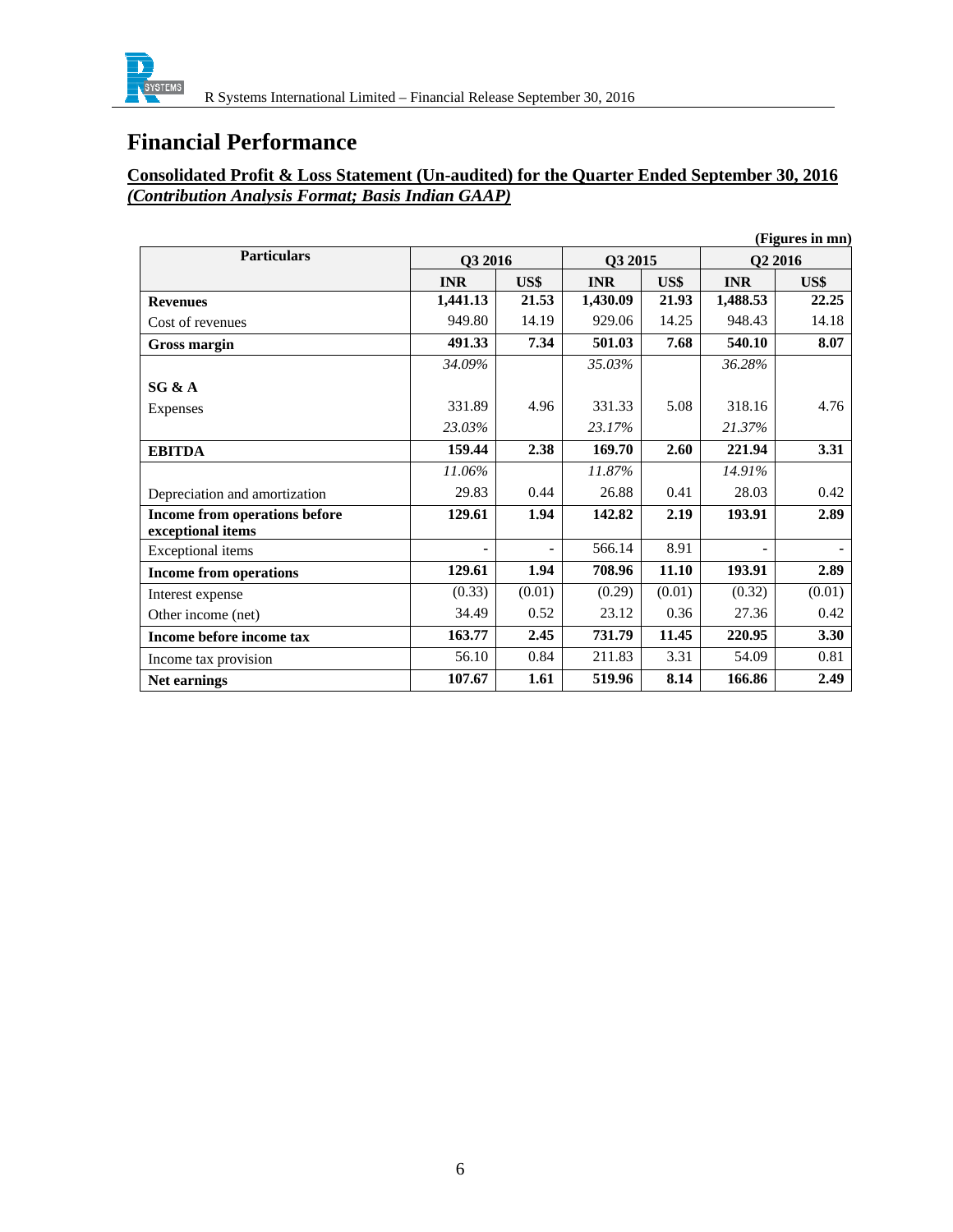# Financial Performance

**Consolidated Profit & Loss Statement (Un-audited) for the Quarter Ended September 30, 2016**
***(Contribution Analysis Format; Basis Indian GAAP)***

**(Figures in mn)**

| Particulars | Q3 2016 | | Q3 2015 | | Q2 2016 | |
|---|---|---|---|---|---|---|
| | **INR** | **US$** | **INR** | **US$** | **INR** | **US$** |
| **Revenues** | **1,441.13** | **21.53** | **1,430.09** | **21.93** | **1,488.53** | **22.25** |
| Cost of revenues | 949.80 | 14.19 | 929.06 | 14.25 | 948.43 | 14.18 |
| **Gross margin** | **491.33** | **7.34** | **501.03** | **7.68** | **540.10** | **8.07** |
| | *34.09%* | | *35.03%* | | *36.28%* | |
| **SG & A** | | | | | | |
| Expenses | 331.89 | 4.96 | 331.33 | 5.08 | 318.16 | 4.76 |
| | *23.03%* | | *23.17%* | | *21.37%* | |
| **EBITDA** | **159.44** | **2.38** | **169.70** | **2.60** | **221.94** | **3.31** |
| | *11.06%* | | *11.87%* | | *14.91%* | |
| Depreciation and amortization | 29.83 | 0.44 | 26.88 | 0.41 | 28.03 | 0.42 |
| **Income from operations before exceptional items** | **129.61** | **1.94** | **142.82** | **2.19** | **193.91** | **2.89** |
| Exceptional items | - | - | 566.14 | 8.91 | - | - |
| **Income from operations** | **129.61** | **1.94** | **708.96** | **11.10** | **193.91** | **2.89** |
| Interest expense | (0.33) | (0.01) | (0.29) | (0.01) | (0.32) | (0.01) |
| Other income (net) | 34.49 | 0.52 | 23.12 | 0.36 | 27.36 | 0.42 |
| **Income before income tax** | **163.77** | **2.45** | **731.79** | **11.45** | **220.95** | **3.30** |
| Income tax provision | 56.10 | 0.84 | 211.83 | 3.31 | 54.09 | 0.81 |
| **Net earnings** | **107.67** | **1.61** | **519.96** | **8.14** | **166.86** | **2.49** |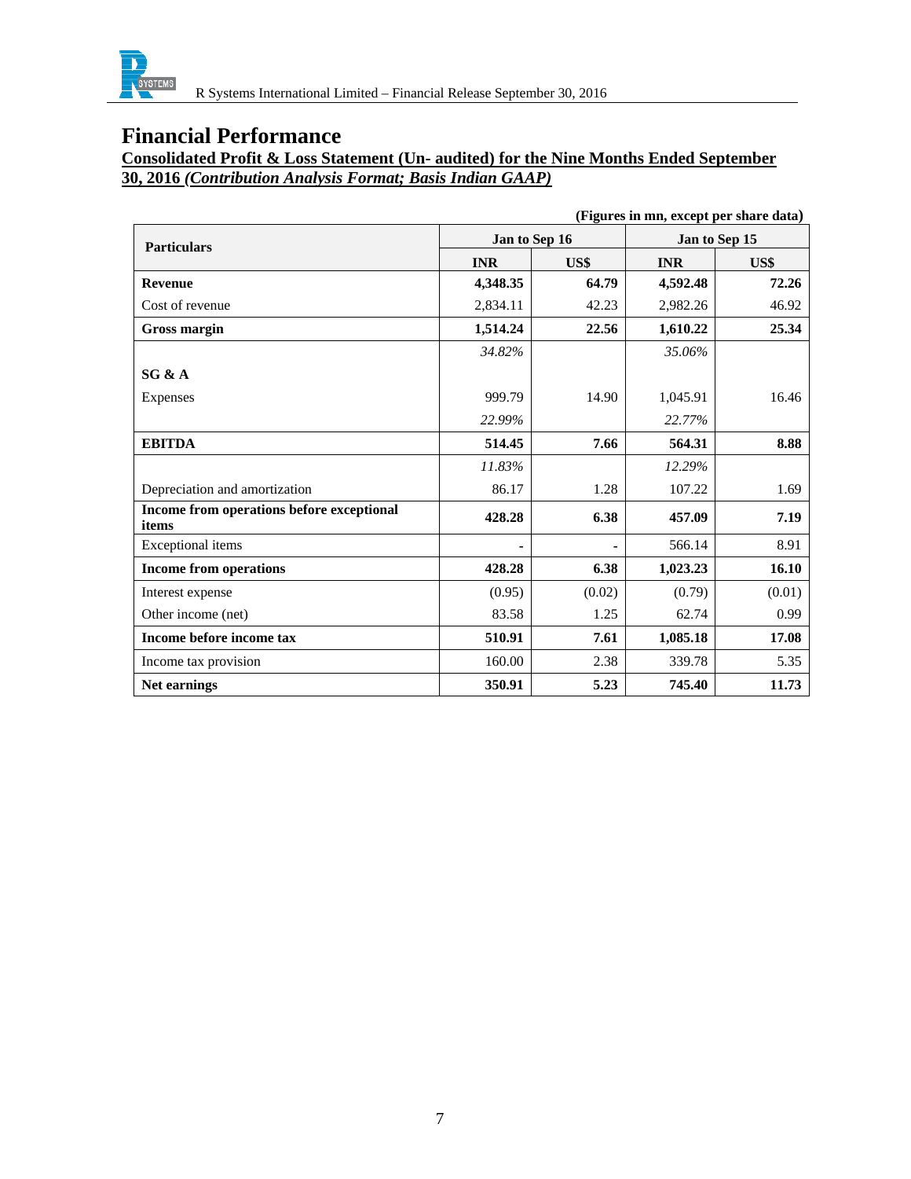# Financial Performance

**Consolidated Profit & Loss Statement (Un- audited) for the Nine Months Ended September 30, 2016 *(Contribution Analysis Format; Basis Indian GAAP)***

**(Figures in mn, except per share data)**

| Particulars | Jan to Sep 16 | | Jan to Sep 15 | |
|---|---|---|---|---|
| | **INR** | **US$** | **INR** | **US$** |
| **Revenue** | **4,348.35** | **64.79** | **4,592.48** | **72.26** |
| Cost of revenue | 2,834.11 | 42.23 | 2,982.26 | 46.92 |
| **Gross margin** | **1,514.24** | **22.56** | **1,610.22** | **25.34** |
| | *34.82%* | | *35.06%* | |
| **SG & A** | | | | |
| Expenses | 999.79 | 14.90 | 1,045.91 | 16.46 |
| | *22.99%* | | *22.77%* | |
| **EBITDA** | **514.45** | **7.66** | **564.31** | **8.88** |
| | *11.83%* | | *12.29%* | |
| Depreciation and amortization | 86.17 | 1.28 | 107.22 | 1.69 |
| **Income from operations before exceptional items** | **428.28** | **6.38** | **457.09** | **7.19** |
| Exceptional items | - | - | 566.14 | 8.91 |
| **Income from operations** | **428.28** | **6.38** | **1,023.23** | **16.10** |
| Interest expense | (0.95) | (0.02) | (0.79) | (0.01) |
| Other income (net) | 83.58 | 1.25 | 62.74 | 0.99 |
| **Income before income tax** | **510.91** | **7.61** | **1,085.18** | **17.08** |
| Income tax provision | 160.00 | 2.38 | 339.78 | 5.35 |
| **Net earnings** | **350.91** | **5.23** | **745.40** | **11.73** |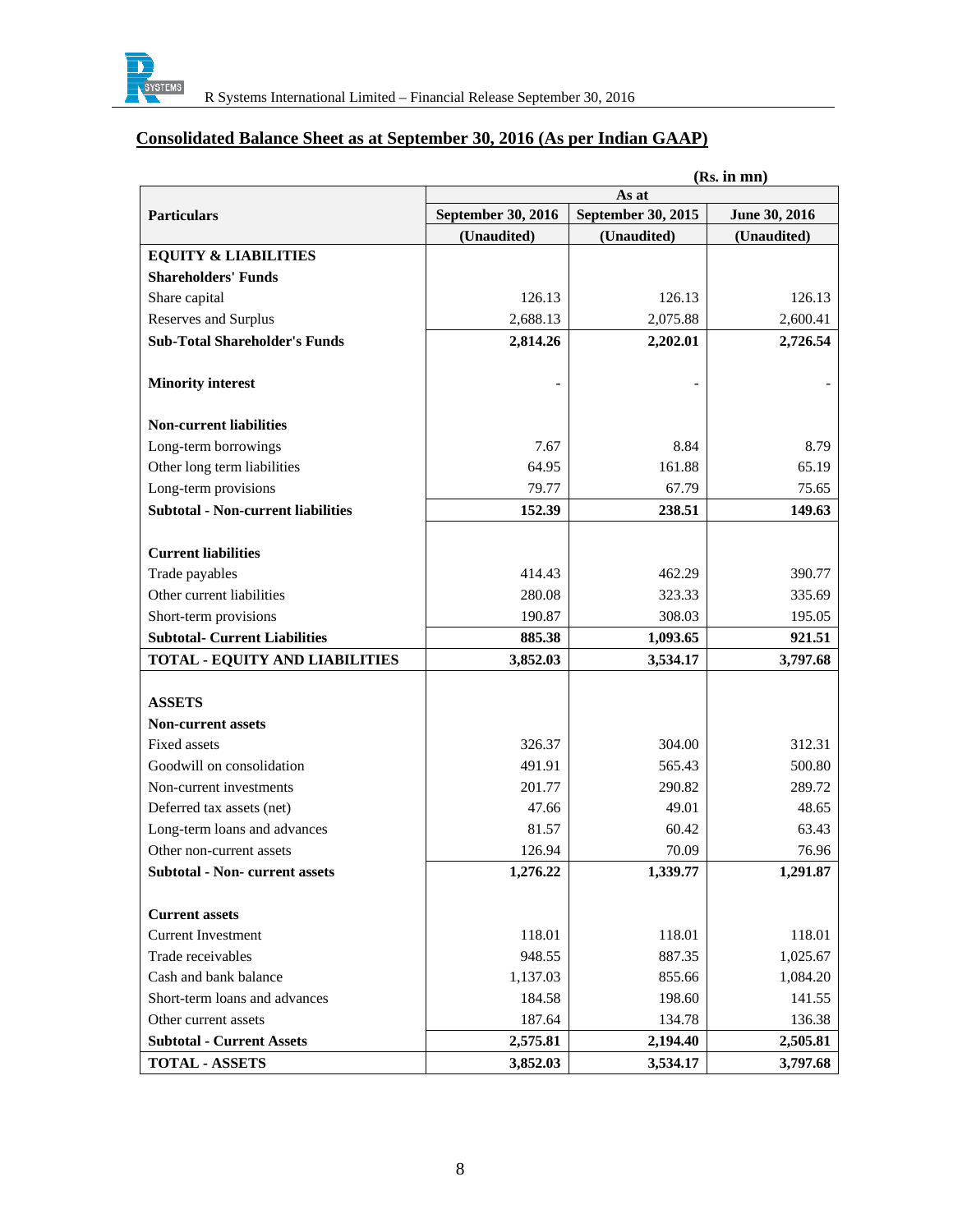## Consolidated Balance Sheet as at September 30, 2016 (As per Indian GAAP)

**(Rs. in mn)**

| Particulars | As at | | |
|---|---|---|---|
| | September 30, 2016 | September 30, 2015 | June 30, 2016 |
| | (Unaudited) | (Unaudited) | (Unaudited) |
| **EQUITY & LIABILITIES** | | | |
| **Shareholders' Funds** | | | |
| Share capital | 126.13 | 126.13 | 126.13 |
| Reserves and Surplus | 2,688.13 | 2,075.88 | 2,600.41 |
| **Sub-Total Shareholder's Funds** | **2,814.26** | **2,202.01** | **2,726.54** |
| **Minority interest** | - | - | - |
| **Non-current liabilities** | | | |
| Long-term borrowings | 7.67 | 8.84 | 8.79 |
| Other long term liabilities | 64.95 | 161.88 | 65.19 |
| Long-term provisions | 79.77 | 67.79 | 75.65 |
| **Subtotal - Non-current liabilities** | **152.39** | **238.51** | **149.63** |
| **Current liabilities** | | | |
| Trade payables | 414.43 | 462.29 | 390.77 |
| Other current liabilities | 280.08 | 323.33 | 335.69 |
| Short-term provisions | 190.87 | 308.03 | 195.05 |
| **Subtotal- Current Liabilities** | **885.38** | **1,093.65** | **921.51** |
| **TOTAL - EQUITY AND LIABILITIES** | **3,852.03** | **3,534.17** | **3,797.68** |
| **ASSETS** | | | |
| **Non-current assets** | | | |
| Fixed assets | 326.37 | 304.00 | 312.31 |
| Goodwill on consolidation | 491.91 | 565.43 | 500.80 |
| Non-current investments | 201.77 | 290.82 | 289.72 |
| Deferred tax assets (net) | 47.66 | 49.01 | 48.65 |
| Long-term loans and advances | 81.57 | 60.42 | 63.43 |
| Other non-current assets | 126.94 | 70.09 | 76.96 |
| **Subtotal - Non- current assets** | **1,276.22** | **1,339.77** | **1,291.87** |
| **Current assets** | | | |
| Current Investment | 118.01 | 118.01 | 118.01 |
| Trade receivables | 948.55 | 887.35 | 1,025.67 |
| Cash and bank balance | 1,137.03 | 855.66 | 1,084.20 |
| Short-term loans and advances | 184.58 | 198.60 | 141.55 |
| Other current assets | 187.64 | 134.78 | 136.38 |
| **Subtotal - Current Assets** | **2,575.81** | **2,194.40** | **2,505.81** |
| **TOTAL - ASSETS** | **3,852.03** | **3,534.17** | **3,797.68** |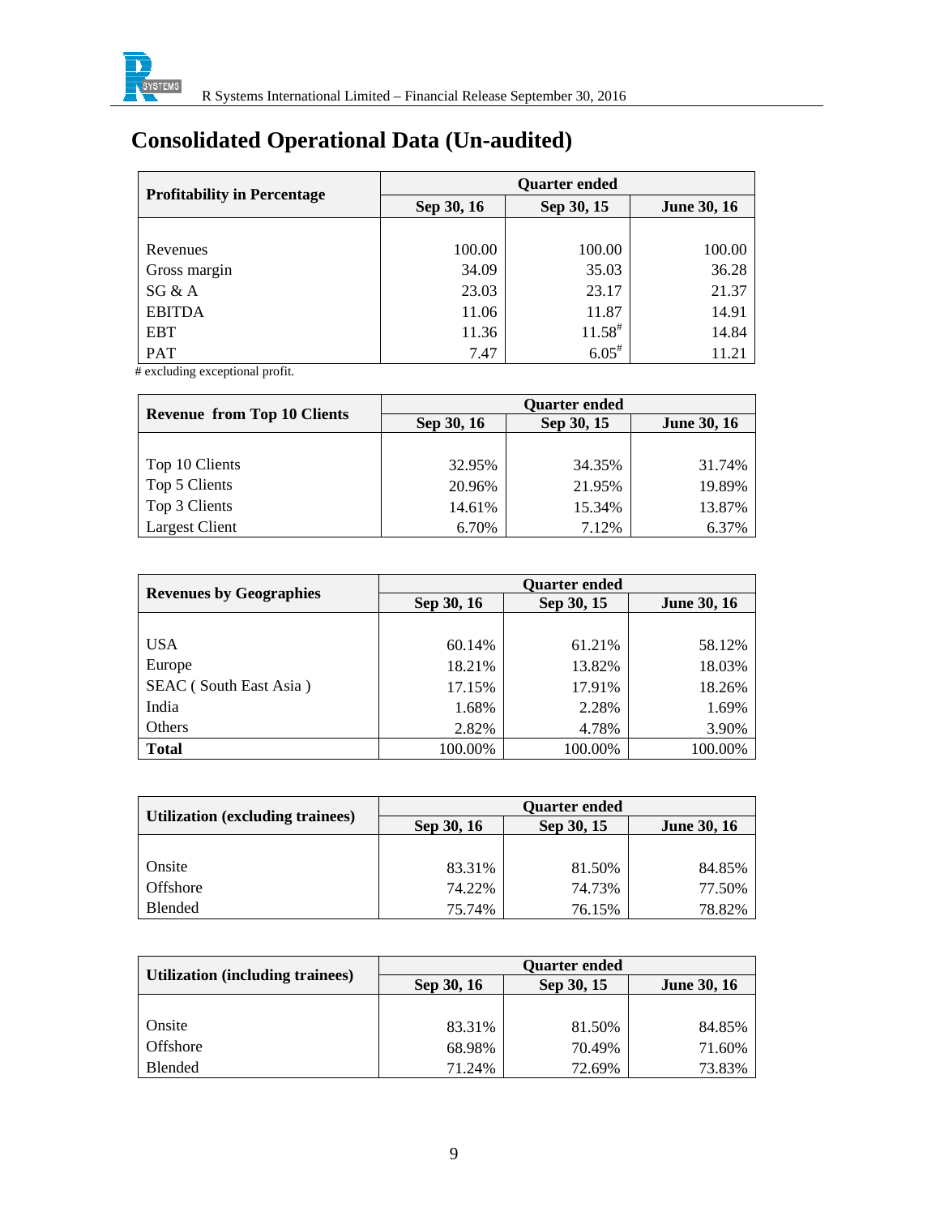# Consolidated Operational Data (Un-audited)

| Profitability in Percentage | Quarter ended | | |
|---|---|---|---|
| | Sep 30, 16 | Sep 30, 15 | June 30, 16 |
| Revenues | 100.00 | 100.00 | 100.00 |
| Gross margin | 34.09 | 35.03 | 36.28 |
| SG & A | 23.03 | 23.17 | 21.37 |
| EBITDA | 11.06 | 11.87 | 14.91 |
| EBT | 11.36 | 11.58# | 14.84 |
| PAT | 7.47 | 6.05# | 11.21 |

# excluding exceptional profit.

| Revenue from Top 10 Clients | Quarter ended | | |
|---|---|---|---|
| | Sep 30, 16 | Sep 30, 15 | June 30, 16 |
| Top 10 Clients | 32.95% | 34.35% | 31.74% |
| Top 5 Clients | 20.96% | 21.95% | 19.89% |
| Top 3 Clients | 14.61% | 15.34% | 13.87% |
| Largest Client | 6.70% | 7.12% | 6.37% |

| Revenues by Geographies | Quarter ended | | |
|---|---|---|---|
| | Sep 30, 16 | Sep 30, 15 | June 30, 16 |
| USA | 60.14% | 61.21% | 58.12% |
| Europe | 18.21% | 13.82% | 18.03% |
| SEAC ( South East Asia ) | 17.15% | 17.91% | 18.26% |
| India | 1.68% | 2.28% | 1.69% |
| Others | 2.82% | 4.78% | 3.90% |
| **Total** | 100.00% | 100.00% | 100.00% |

| Utilization (excluding trainees) | Quarter ended | | |
|---|---|---|---|
| | Sep 30, 16 | Sep 30, 15 | June 30, 16 |
| Onsite | 83.31% | 81.50% | 84.85% |
| Offshore | 74.22% | 74.73% | 77.50% |
| Blended | 75.74% | 76.15% | 78.82% |

| Utilization (including trainees) | Quarter ended | | |
|---|---|---|---|
| | Sep 30, 16 | Sep 30, 15 | June 30, 16 |
| Onsite | 83.31% | 81.50% | 84.85% |
| Offshore | 68.98% | 70.49% | 71.60% |
| Blended | 71.24% | 72.69% | 73.83% |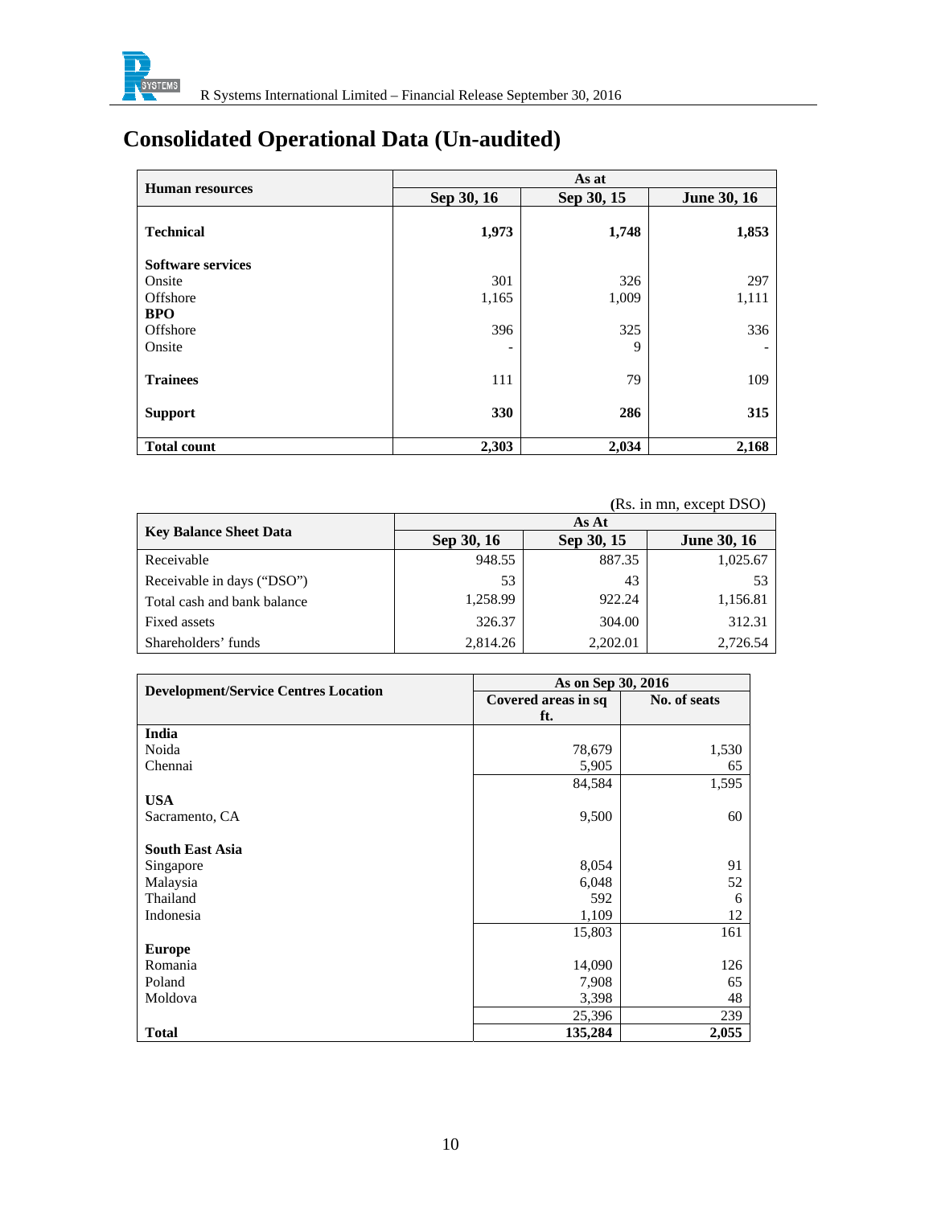# Consolidated Operational Data (Un-audited)

| Human resources | As at | | |
|---|---|---|---|
| | Sep 30, 16 | Sep 30, 15 | June 30, 16 |
| **Technical** | **1,973** | **1,748** | **1,853** |
| **Software services** | | | |
| Onsite | 301 | 326 | 297 |
| Offshore | 1,165 | 1,009 | 1,111 |
| **BPO** | | | |
| Offshore | 396 | 325 | 336 |
| Onsite | - | 9 | - |
| **Trainees** | 111 | 79 | 109 |
| **Support** | **330** | **286** | **315** |
| **Total count** | **2,303** | **2,034** | **2,168** |

(Rs. in mn, except DSO)

| Key Balance Sheet Data | As At | | |
|---|---|---|---|
| | Sep 30, 16 | Sep 30, 15 | June 30, 16 |
| Receivable | 948.55 | 887.35 | 1,025.67 |
| Receivable in days ("DSO") | 53 | 43 | 53 |
| Total cash and bank balance | 1,258.99 | 922.24 | 1,156.81 |
| Fixed assets | 326.37 | 304.00 | 312.31 |
| Shareholders' funds | 2,814.26 | 2,202.01 | 2,726.54 |

| Development/Service Centres Location | As on Sep 30, 2016 | |
|---|---|---|
| | Covered areas in sq ft. | No. of seats |
| **India** | | |
| Noida | 78,679 | 1,530 |
| Chennai | 5,905 | 65 |
| | 84,584 | 1,595 |
| **USA** | | |
| Sacramento, CA | 9,500 | 60 |
| **South East Asia** | | |
| Singapore | 8,054 | 91 |
| Malaysia | 6,048 | 52 |
| Thailand | 592 | 6 |
| Indonesia | 1,109 | 12 |
| | 15,803 | 161 |
| **Europe** | | |
| Romania | 14,090 | 126 |
| Poland | 7,908 | 65 |
| Moldova | 3,398 | 48 |
| | 25,396 | 239 |
| **Total** | **135,284** | **2,055** |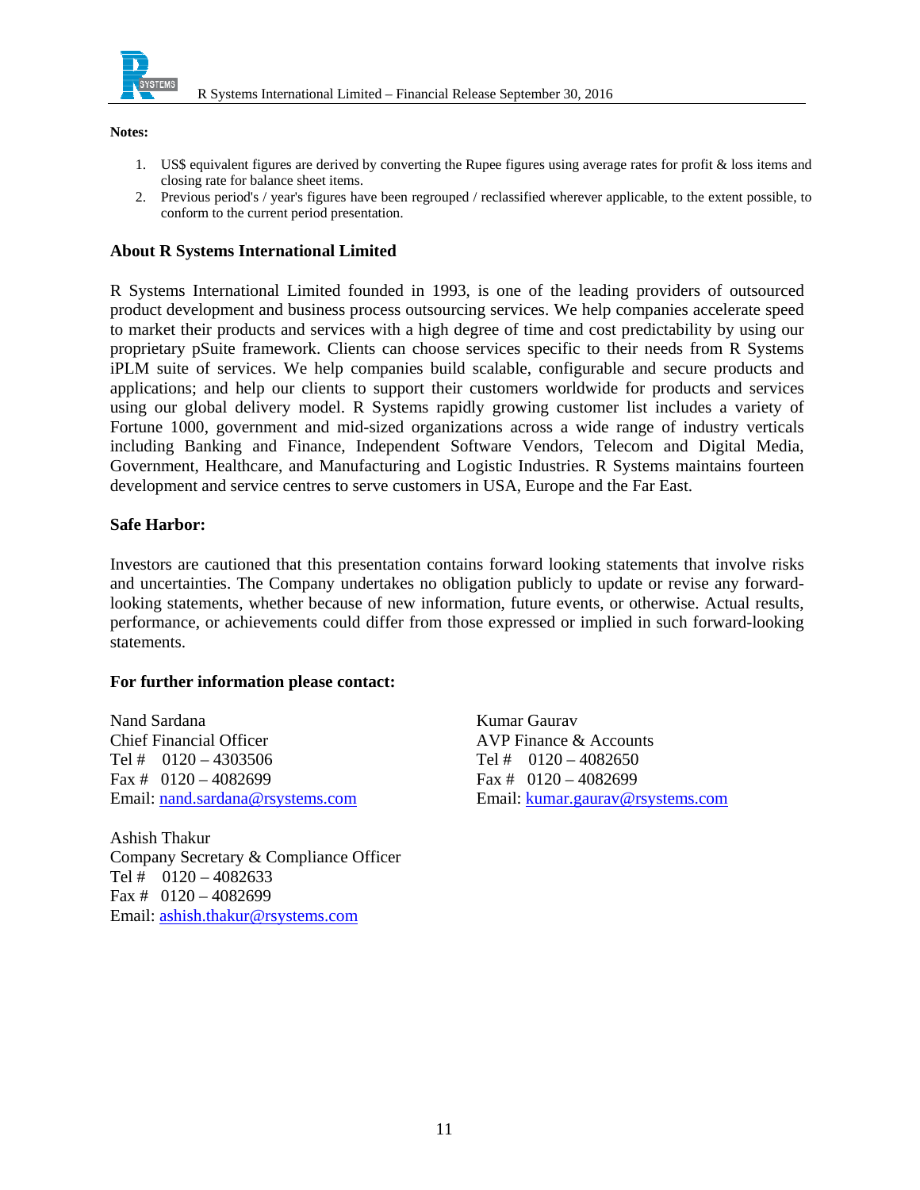**Notes:**

1. US$ equivalent figures are derived by converting the Rupee figures using average rates for profit & loss items and closing rate for balance sheet items.
2. Previous period's / year's figures have been regrouped / reclassified wherever applicable, to the extent possible, to conform to the current period presentation.

**About R Systems International Limited**

R Systems International Limited founded in 1993, is one of the leading providers of outsourced product development and business process outsourcing services. We help companies accelerate speed to market their products and services with a high degree of time and cost predictability by using our proprietary pSuite framework. Clients can choose services specific to their needs from R Systems iPLM suite of services. We help companies build scalable, configurable and secure products and applications; and help our clients to support their customers worldwide for products and services using our global delivery model. R Systems rapidly growing customer list includes a variety of Fortune 1000, government and mid-sized organizations across a wide range of industry verticals including Banking and Finance, Independent Software Vendors, Telecom and Digital Media, Government, Healthcare, and Manufacturing and Logistic Industries. R Systems maintains fourteen development and service centres to serve customers in USA, Europe and the Far East.

**Safe Harbor:**

Investors are cautioned that this presentation contains forward looking statements that involve risks and uncertainties. The Company undertakes no obligation publicly to update or revise any forward-looking statements, whether because of new information, future events, or otherwise. Actual results, performance, or achievements could differ from those expressed or implied in such forward-looking statements.

**For further information please contact:**

Nand Sardana
Chief Financial Officer
Tel # 0120 – 4303506
Fax # 0120 – 4082699
Email: nand.sardana@rsystems.com

Kumar Gaurav
AVP Finance & Accounts
Tel # 0120 – 4082650
Fax # 0120 – 4082699
Email: kumar.gaurav@rsystems.com

Ashish Thakur
Company Secretary & Compliance Officer
Tel # 0120 – 4082633
Fax # 0120 – 4082699
Email: ashish.thakur@rsystems.com